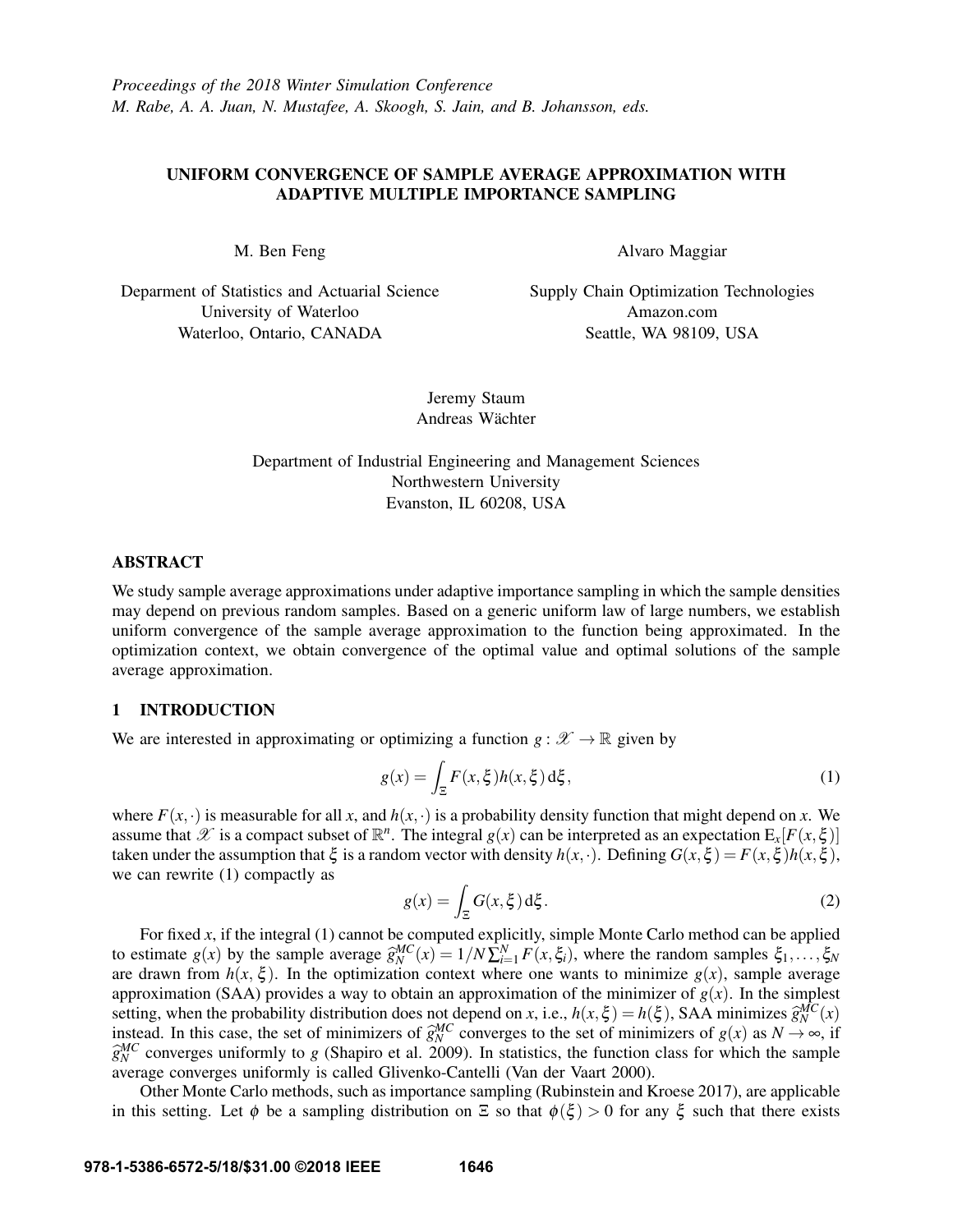# UNIFORM CONVERGENCE OF SAMPLE AVERAGE APPROXIMATION WITH ADAPTIVE MULTIPLE IMPORTANCE SAMPLING

M. Ben Feng

Deparment of Statistics and Actuarial Science
University of Waterloo
Waterloo, Ontario, CANADA

Alvaro Maggiar

Supply Chain Optimization Technologies
Amazon.com
Seattle, WA 98109, USA

Jeremy Staum
Andreas Wächter

Department of Industrial Engineering and Management Sciences
Northwestern University
Evanston, IL 60208, USA

## ABSTRACT

We study sample average approximations under adaptive importance sampling in which the sample densities may depend on previous random samples. Based on a generic uniform law of large numbers, we establish uniform convergence of the sample average approximation to the function being approximated. In the optimization context, we obtain convergence of the optimal value and optimal solutions of the sample average approximation.

## 1 INTRODUCTION

We are interested in approximating or optimizing a function $g : \mathscr{X} \to \mathbb{R}$ given by

$$g(x) = \int_{\Xi} F(x,\xi)h(x,\xi)\,\mathrm{d}\xi, \tag{1}$$

where $F(x,\cdot)$ is measurable for all $x$, and $h(x,\cdot)$ is a probability density function that might depend on $x$. We assume that $\mathscr{X}$ is a compact subset of $\mathbb{R}^n$. The integral $g(x)$ can be interpreted as an expectation $\mathrm{E}_x[F(x,\xi)]$ taken under the assumption that $\xi$ is a random vector with density $h(x,\cdot)$. Defining $G(x,\xi) = F(x,\xi)h(x,\xi)$, we can rewrite (1) compactly as

$$g(x) = \int_{\Xi} G(x,\xi)\,\mathrm{d}\xi. \tag{2}$$

For fixed $x$, if the integral (1) cannot be computed explicitly, simple Monte Carlo method can be applied to estimate $g(x)$ by the sample average $\widehat{g}_N^{MC}(x) = 1/N\sum_{i=1}^{N} F(x,\xi_i)$, where the random samples $\xi_1,\ldots,\xi_N$ are drawn from $h(x,\xi)$. In the optimization context where one wants to minimize $g(x)$, sample average approximation (SAA) provides a way to obtain an approximation of the minimizer of $g(x)$. In the simplest setting, when the probability distribution does not depend on $x$, i.e., $h(x,\xi) = h(\xi)$, SAA minimizes $\widehat{g}_N^{MC}(x)$ instead. In this case, the set of minimizers of $\widehat{g}_N^{MC}$ converges to the set of minimizers of $g(x)$ as $N \to \infty$, if $\widehat{g}_N^{MC}$ converges uniformly to $g$ (Shapiro et al. 2009). In statistics, the function class for which the sample average converges uniformly is called Glivenko-Cantelli (Van der Vaart 2000).

Other Monte Carlo methods, such as importance sampling (Rubinstein and Kroese 2017), are applicable in this setting. Let $\phi$ be a sampling distribution on $\Xi$ so that $\phi(\xi) > 0$ for any $\xi$ such that there exists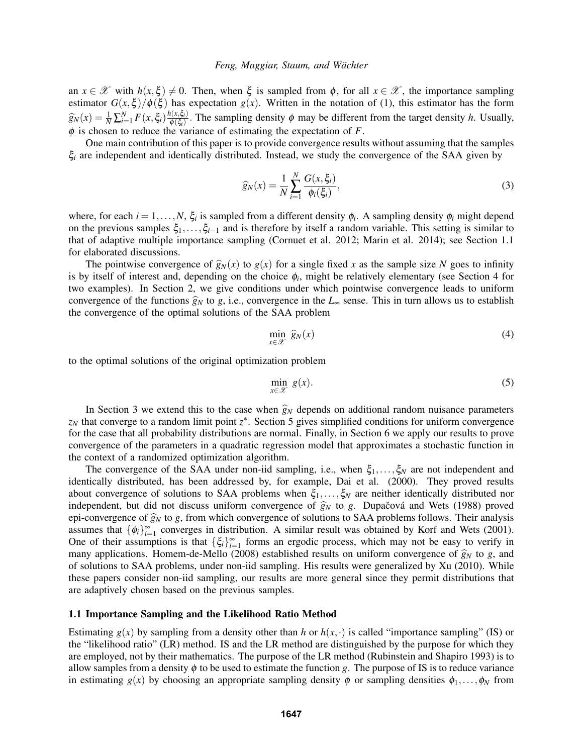an $x \in \mathscr{X}$ with $h(x,\xi) \neq 0$. Then, when $\xi$ is sampled from $\phi$, for all $x \in \mathscr{X}$, the importance sampling estimator $G(x,\xi)/\phi(\xi)$ has expectation $g(x)$. Written in the notation of (1), this estimator has the form $\widehat{g}_N(x) = \frac{1}{N}\sum_{i=1}^{N} F(x,\xi_i)\frac{h(x,\xi_i)}{\phi(\xi_i)}$. The sampling density $\phi$ may be different from the target density $h$. Usually, $\phi$ is chosen to reduce the variance of estimating the expectation of $F$.

One main contribution of this paper is to provide convergence results without assuming that the samples $\xi_i$ are independent and identically distributed. Instead, we study the convergence of the SAA given by

$$\widehat{g}_N(x) = \frac{1}{N}\sum_{i=1}^{N} \frac{G(x,\xi_i)}{\phi_i(\xi_i)}, \tag{3}$$

where, for each $i = 1,\ldots,N$, $\xi_i$ is sampled from a different density $\phi_i$. A sampling density $\phi_i$ might depend on the previous samples $\xi_1,\ldots,\xi_{i-1}$ and is therefore by itself a random variable. This setting is similar to that of adaptive multiple importance sampling (Cornuet et al. 2012; Marin et al. 2014); see Section 1.1 for elaborated discussions.

The pointwise convergence of $\widehat{g}_N(x)$ to $g(x)$ for a single fixed $x$ as the sample size $N$ goes to infinity is by itself of interest and, depending on the choice $\phi_i$, might be relatively elementary (see Section 4 for two examples). In Section 2, we give conditions under which pointwise convergence leads to uniform convergence of the functions $\widehat{g}_N$ to $g$, i.e., convergence in the $L_\infty$ sense. This in turn allows us to establish the convergence of the optimal solutions of the SAA problem

$$\min_{x\in\mathscr{X}} \ \widehat{g}_N(x) \tag{4}$$

to the optimal solutions of the original optimization problem

$$\min_{x\in\mathscr{X}} \ g(x). \tag{5}$$

In Section 3 we extend this to the case when $\widehat{g}_N$ depends on additional random nuisance parameters $z_N$ that converge to a random limit point $z^*$. Section 5 gives simplified conditions for uniform convergence for the case that all probability distributions are normal. Finally, in Section 6 we apply our results to prove convergence of the parameters in a quadratic regression model that approximates a stochastic function in the context of a randomized optimization algorithm.

The convergence of the SAA under non-iid sampling, i.e., when $\xi_1,\ldots,\xi_N$ are not independent and identically distributed, has been addressed by, for example, Dai et al. (2000). They proved results about convergence of solutions to SAA problems when $\xi_1,\ldots,\xi_N$ are neither identically distributed nor independent, but did not discuss uniform convergence of $\widehat{g}_N$ to $g$. Dupačová and Wets (1988) proved epi-convergence of $\widehat{g}_N$ to $g$, from which convergence of solutions to SAA problems follows. Their analysis assumes that $\{\phi_i\}_{i=1}^{\infty}$ converges in distribution. A similar result was obtained by Korf and Wets (2001). One of their assumptions is that $\{\xi_i\}_{i=1}^{\infty}$ forms an ergodic process, which may not be easy to verify in many applications. Homem-de-Mello (2008) established results on uniform convergence of $\widehat{g}_N$ to $g$, and of solutions to SAA problems, under non-iid sampling. His results were generalized by Xu (2010). While these papers consider non-iid sampling, our results are more general since they permit distributions that are adaptively chosen based on the previous samples.

### 1.1 Importance Sampling and the Likelihood Ratio Method

Estimating $g(x)$ by sampling from a density other than $h$ or $h(x,\cdot)$ is called "importance sampling" (IS) or the "likelihood ratio" (LR) method. IS and the LR method are distinguished by the purpose for which they are employed, not by their mathematics. The purpose of the LR method (Rubinstein and Shapiro 1993) is to allow samples from a density $\phi$ to be used to estimate the function $g$. The purpose of IS is to reduce variance in estimating $g(x)$ by choosing an appropriate sampling density $\phi$ or sampling densities $\phi_1,\ldots,\phi_N$ from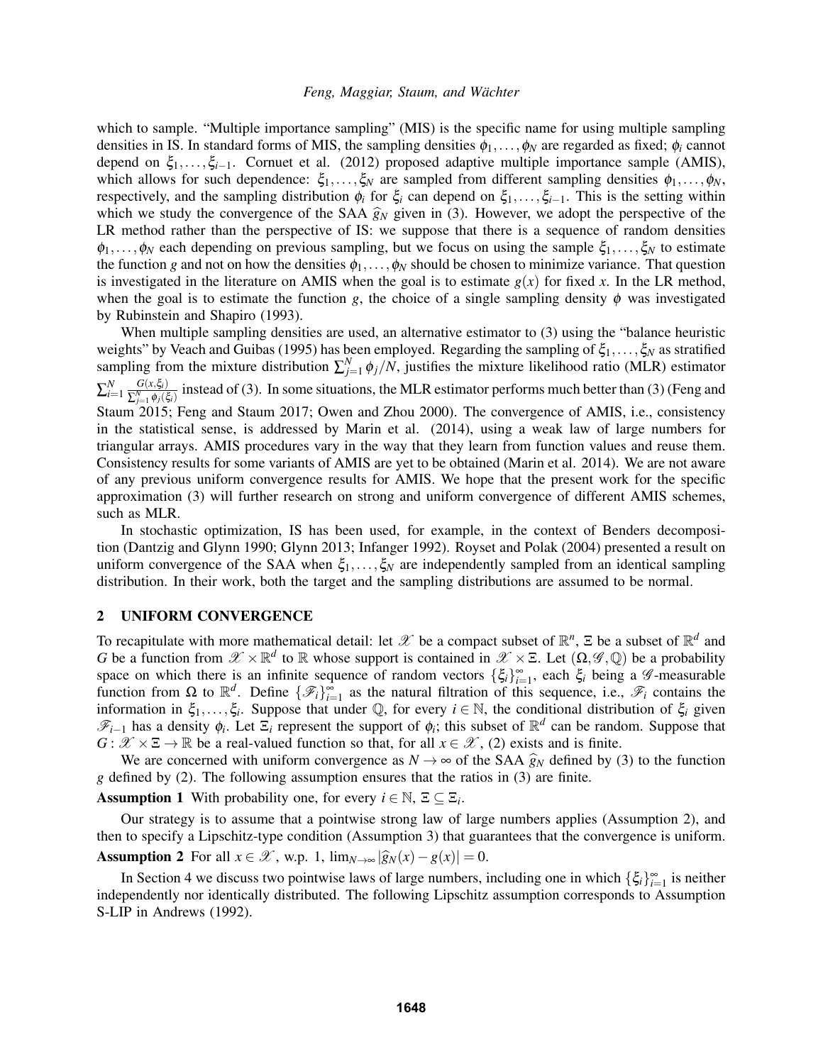which to sample. "Multiple importance sampling" (MIS) is the specific name for using multiple sampling densities in IS. In standard forms of MIS, the sampling densities $\phi_1, \ldots, \phi_N$ are regarded as fixed; $\phi_i$ cannot depend on $\xi_1, \ldots, \xi_{i-1}$. Cornuet et al. (2012) proposed adaptive multiple importance sample (AMIS), which allows for such dependence: $\xi_1, \ldots, \xi_N$ are sampled from different sampling densities $\phi_1, \ldots, \phi_N$, respectively, and the sampling distribution $\phi_i$ for $\xi_i$ can depend on $\xi_1, \ldots, \xi_{i-1}$. This is the setting within which we study the convergence of the SAA $\widehat{g}_N$ given in (3). However, we adopt the perspective of the LR method rather than the perspective of IS: we suppose that there is a sequence of random densities $\phi_1, \ldots, \phi_N$ each depending on previous sampling, but we focus on using the sample $\xi_1, \ldots, \xi_N$ to estimate the function $g$ and not on how the densities $\phi_1, \ldots, \phi_N$ should be chosen to minimize variance. That question is investigated in the literature on AMIS when the goal is to estimate $g(x)$ for fixed $x$. In the LR method, when the goal is to estimate the function $g$, the choice of a single sampling density $\phi$ was investigated by Rubinstein and Shapiro (1993).

When multiple sampling densities are used, an alternative estimator to (3) using the "balance heuristic weights" by Veach and Guibas (1995) has been employed. Regarding the sampling of $\xi_1, \ldots, \xi_N$ as stratified sampling from the mixture distribution $\sum_{j=1}^{N} \phi_j / N$, justifies the mixture likelihood ratio (MLR) estimator $\sum_{i=1}^{N} \frac{G(x,\xi_i)}{\sum_{j=1}^{N} \phi_j(\xi_i)}$ instead of (3). In some situations, the MLR estimator performs much better than (3) (Feng and Staum 2015; Feng and Staum 2017; Owen and Zhou 2000). The convergence of AMIS, i.e., consistency in the statistical sense, is addressed by Marin et al. (2014), using a weak law of large numbers for triangular arrays. AMIS procedures vary in the way that they learn from function values and reuse them. Consistency results for some variants of AMIS are yet to be obtained (Marin et al. 2014). We are not aware of any previous uniform convergence results for AMIS. We hope that the present work for the specific approximation (3) will further research on strong and uniform convergence of different AMIS schemes, such as MLR.

In stochastic optimization, IS has been used, for example, in the context of Benders decomposition (Dantzig and Glynn 1990; Glynn 2013; Infanger 1992). Royset and Polak (2004) presented a result on uniform convergence of the SAA when $\xi_1, \ldots, \xi_N$ are independently sampled from an identical sampling distribution. In their work, both the target and the sampling distributions are assumed to be normal.

## 2 UNIFORM CONVERGENCE

To recapitulate with more mathematical detail: let $\mathscr{X}$ be a compact subset of $\mathbb{R}^n$, $\Xi$ be a subset of $\mathbb{R}^d$ and $G$ be a function from $\mathscr{X} \times \mathbb{R}^d$ to $\mathbb{R}$ whose support is contained in $\mathscr{X} \times \Xi$. Let $(\Omega, \mathscr{G}, \mathbb{Q})$ be a probability space on which there is an infinite sequence of random vectors $\{\xi_i\}_{i=1}^{\infty}$, each $\xi_i$ being a $\mathscr{G}$-measurable function from $\Omega$ to $\mathbb{R}^d$. Define $\{\mathscr{F}_i\}_{i=1}^{\infty}$ as the natural filtration of this sequence, i.e., $\mathscr{F}_i$ contains the information in $\xi_1, \ldots, \xi_i$. Suppose that under $\mathbb{Q}$, for every $i \in \mathbb{N}$, the conditional distribution of $\xi_i$ given $\mathscr{F}_{i-1}$ has a density $\phi_i$. Let $\Xi_i$ represent the support of $\phi_i$; this subset of $\mathbb{R}^d$ can be random. Suppose that $G : \mathscr{X} \times \Xi \to \mathbb{R}$ be a real-valued function so that, for all $x \in \mathscr{X}$, (2) exists and is finite.

We are concerned with uniform convergence as $N \to \infty$ of the SAA $\widehat{g}_N$ defined by (3) to the function $g$ defined by (2). The following assumption ensures that the ratios in (3) are finite.

**Assumption 1** With probability one, for every $i \in \mathbb{N}$, $\Xi \subseteq \Xi_i$.

Our strategy is to assume that a pointwise strong law of large numbers applies (Assumption 2), and then to specify a Lipschitz-type condition (Assumption 3) that guarantees that the convergence is uniform.

**Assumption 2** For all $x \in \mathscr{X}$, w.p. 1, $\lim_{N \to \infty} |\widehat{g}_N(x) - g(x)| = 0$.

In Section 4 we discuss two pointwise laws of large numbers, including one in which $\{\xi_i\}_{i=1}^{\infty}$ is neither independently nor identically distributed. The following Lipschitz assumption corresponds to Assumption S-LIP in Andrews (1992).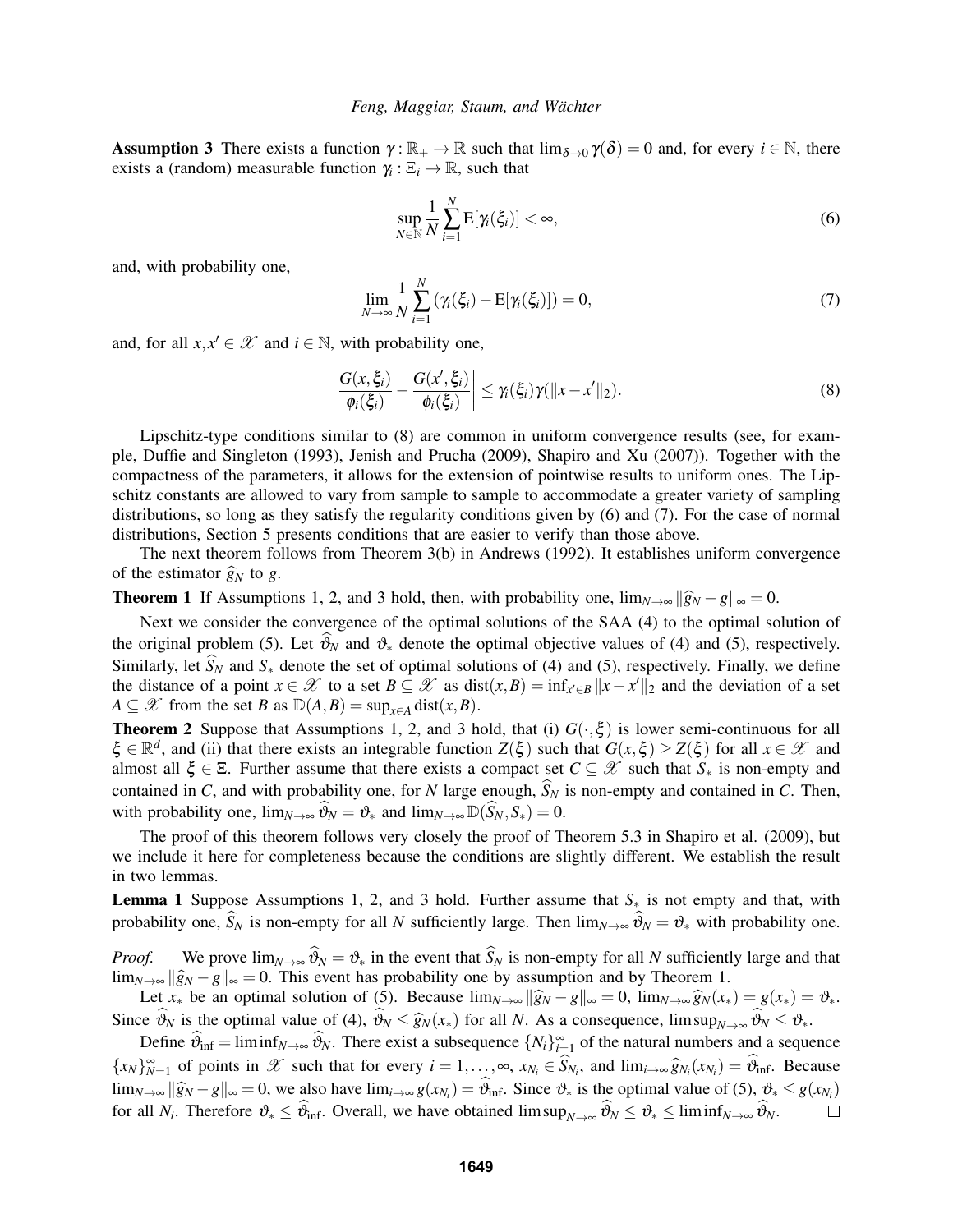**Assumption 3** There exists a function $\gamma : \mathbb{R}_+ \to \mathbb{R}$ such that $\lim_{\delta \to 0} \gamma(\delta) = 0$ and, for every $i \in \mathbb{N}$, there exists a (random) measurable function $\gamma_i : \Xi_i \to \mathbb{R}$, such that

$$\sup_{N \in \mathbb{N}} \frac{1}{N} \sum_{i=1}^{N} \mathrm{E}[\gamma_i(\xi_i)] < \infty, \tag{6}$$

and, with probability one,

$$\lim_{N \to \infty} \frac{1}{N} \sum_{i=1}^{N} \left( \gamma_i(\xi_i) - \mathrm{E}[\gamma_i(\xi_i)] \right) = 0, \tag{7}$$

and, for all $x, x' \in \mathscr{X}$ and $i \in \mathbb{N}$, with probability one,

$$\left| \frac{G(x, \xi_i)}{\phi_i(\xi_i)} - \frac{G(x', \xi_i)}{\phi_i(\xi_i)} \right| \leq \gamma_i(\xi_i) \gamma(\|x - x'\|_2). \tag{8}$$

Lipschitz-type conditions similar to (8) are common in uniform convergence results (see, for example, Duffie and Singleton (1993), Jenish and Prucha (2009), Shapiro and Xu (2007)). Together with the compactness of the parameters, it allows for the extension of pointwise results to uniform ones. The Lipschitz constants are allowed to vary from sample to sample to accommodate a greater variety of sampling distributions, so long as they satisfy the regularity conditions given by (6) and (7). For the case of normal distributions, Section 5 presents conditions that are easier to verify than those above.

The next theorem follows from Theorem 3(b) in Andrews (1992). It establishes uniform convergence of the estimator $\widehat{g}_N$ to $g$.

**Theorem 1** If Assumptions 1, 2, and 3 hold, then, with probability one, $\lim_{N \to \infty} \|\widehat{g}_N - g\|_\infty = 0$.

Next we consider the convergence of the optimal solutions of the SAA (4) to the optimal solution of the original problem (5). Let $\widehat{\vartheta}_N$ and $\vartheta_*$ denote the optimal objective values of (4) and (5), respectively. Similarly, let $\widehat{S}_N$ and $S_*$ denote the set of optimal solutions of (4) and (5), respectively. Finally, we define the distance of a point $x \in \mathscr{X}$ to a set $B \subseteq \mathscr{X}$ as $\mathrm{dist}(x, B) = \inf_{x' \in B} \|x - x'\|_2$ and the deviation of a set $A \subseteq \mathscr{X}$ from the set $B$ as $\mathbb{D}(A, B) = \sup_{x \in A} \mathrm{dist}(x, B)$.

**Theorem 2** Suppose that Assumptions 1, 2, and 3 hold, that (i) $G(\cdot, \xi)$ is lower semi-continuous for all $\xi \in \mathbb{R}^d$, and (ii) that there exists an integrable function $Z(\xi)$ such that $G(x, \xi) \geq Z(\xi)$ for all $x \in \mathscr{X}$ and almost all $\xi \in \Xi$. Further assume that there exists a compact set $C \subseteq \mathscr{X}$ such that $S_*$ is non-empty and contained in $C$, and with probability one, for $N$ large enough, $\widehat{S}_N$ is non-empty and contained in $C$. Then, with probability one, $\lim_{N \to \infty} \widehat{\vartheta}_N = \vartheta_*$ and $\lim_{N \to \infty} \mathbb{D}(\widehat{S}_N, S_*) = 0$.

The proof of this theorem follows very closely the proof of Theorem 5.3 in Shapiro et al. (2009), but we include it here for completeness because the conditions are slightly different. We establish the result in two lemmas.

**Lemma 1** Suppose Assumptions 1, 2, and 3 hold. Further assume that $S_*$ is not empty and that, with probability one, $\widehat{S}_N$ is non-empty for all $N$ sufficiently large. Then $\lim_{N \to \infty} \widehat{\vartheta}_N = \vartheta_*$ with probability one.

*Proof.* We prove $\lim_{N \to \infty} \widehat{\vartheta}_N = \vartheta_*$ in the event that $\widehat{S}_N$ is non-empty for all $N$ sufficiently large and that $\lim_{N \to \infty} \|\widehat{g}_N - g\|_\infty = 0$. This event has probability one by assumption and by Theorem 1.

Let $x_*$ be an optimal solution of (5). Because $\lim_{N \to \infty} \|\widehat{g}_N - g\|_\infty = 0$, $\lim_{N \to \infty} \widehat{g}_N(x_*) = g(x_*) = \vartheta_*$. Since $\widehat{\vartheta}_N$ is the optimal value of (4), $\widehat{\vartheta}_N \leq \widehat{g}_N(x_*)$ for all $N$. As a consequence, $\limsup_{N \to \infty} \widehat{\vartheta}_N \leq \vartheta_*$.

Define $\widehat{\vartheta}_{\inf} = \liminf_{N \to \infty} \widehat{\vartheta}_N$. There exist a subsequence $\{N_i\}_{i=1}^{\infty}$ of the natural numbers and a sequence $\{x_N\}_{N=1}^{\infty}$ of points in $\mathscr{X}$ such that for every $i = 1, \ldots, \infty$, $x_{N_i} \in \widehat{S}_{N_i}$, and $\lim_{i \to \infty} \widehat{g}_{N_i}(x_{N_i}) = \widehat{\vartheta}_{\inf}$. Because $\lim_{N \to \infty} \|\widehat{g}_N - g\|_\infty = 0$, we also have $\lim_{i \to \infty} g(x_{N_i}) = \widehat{\vartheta}_{\inf}$. Since $\vartheta_*$ is the optimal value of (5), $\vartheta_* \leq g(x_{N_i})$ for all $N_i$. Therefore $\vartheta_* \leq \widehat{\vartheta}_{\inf}$. Overall, we have obtained $\limsup_{N \to \infty} \widehat{\vartheta}_N \leq \vartheta_* \leq \liminf_{N \to \infty} \widehat{\vartheta}_N$. $\square$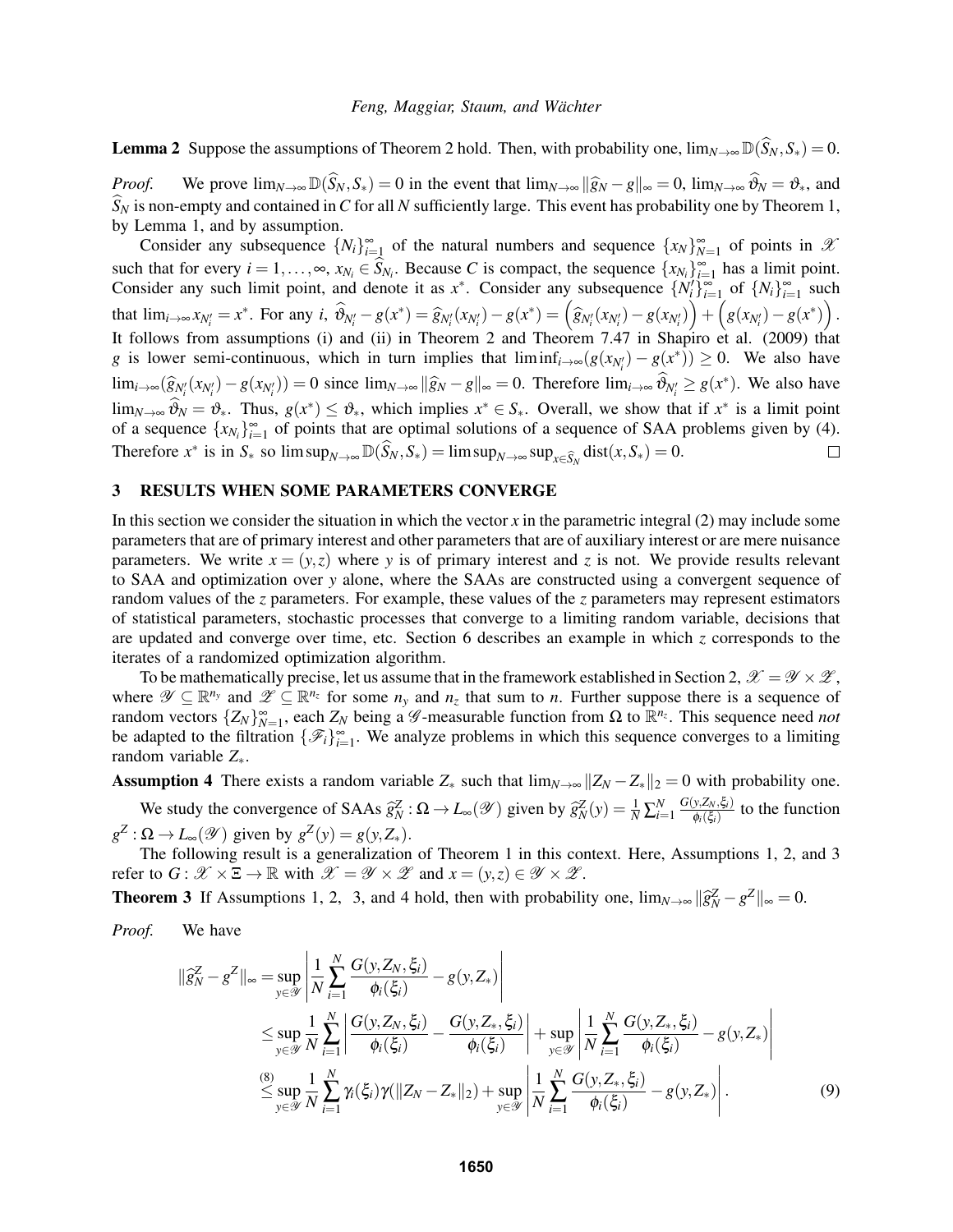**Lemma 2** Suppose the assumptions of Theorem 2 hold. Then, with probability one, $\lim_{N\to\infty} \mathbb{D}(\widehat{S}_N, S_*) = 0$.

*Proof.* We prove $\lim_{N\to\infty} \mathbb{D}(\widehat{S}_N, S_*) = 0$ in the event that $\lim_{N\to\infty} \|\widehat{g}_N - g\|_\infty = 0$, $\lim_{N\to\infty} \widehat{\vartheta}_N = \vartheta_*$, and $\widehat{S}_N$ is non-empty and contained in $C$ for all $N$ sufficiently large. This event has probability one by Theorem 1, by Lemma 1, and by assumption.

Consider any subsequence $\{N_i\}_{i=1}^\infty$ of the natural numbers and sequence $\{x_N\}_{N=1}^\infty$ of points in $\mathscr{X}$ such that for every $i = 1,\ldots,\infty$, $x_{N_i} \in \widehat{S}_{N_i}$. Because $C$ is compact, the sequence $\{x_{N_i}\}_{i=1}^\infty$ has a limit point. Consider any such limit point, and denote it as $x^*$. Consider any subsequence $\{N_i'\}_{i=1}^\infty$ of $\{N_i\}_{i=1}^\infty$ such that $\lim_{i\to\infty} x_{N_i'} = x^*$. For any $i$, $\widehat{\vartheta}_{N_i'} - g(x^*) = \widehat{g}_{N_i'}(x_{N_i'}) - g(x^*) = \left(\widehat{g}_{N_i'}(x_{N_i'}) - g(x_{N_i'})\right) + \left(g(x_{N_i'}) - g(x^*)\right)$. It follows from assumptions (i) and (ii) in Theorem 2 and Theorem 7.47 in Shapiro et al. (2009) that $g$ is lower semi-continuous, which in turn implies that $\liminf_{i\to\infty}(g(x_{N_i'}) - g(x^*)) \geq 0$. We also have $\lim_{i\to\infty}(\widehat{g}_{N_i'}(x_{N_i'}) - g(x_{N_i'})) = 0$ since $\lim_{N\to\infty} \|\widehat{g}_N - g\|_\infty = 0$. Therefore $\lim_{i\to\infty} \widehat{\vartheta}_{N_i'} \geq g(x^*)$. We also have $\lim_{N\to\infty} \widehat{\vartheta}_N = \vartheta_*$. Thus, $g(x^*) \leq \vartheta_*$, which implies $x^* \in S_*$. Overall, we show that if $x^*$ is a limit point of a sequence $\{x_{N_i}\}_{i=1}^\infty$ of points that are optimal solutions of a sequence of SAA problems given by (4). Therefore $x^*$ is in $S_*$ so $\limsup_{N\to\infty} \mathbb{D}(\widehat{S}_N, S_*) = \limsup_{N\to\infty} \sup_{x\in\widehat{S}_N} \operatorname{dist}(x, S_*) = 0$. □

## 3 RESULTS WHEN SOME PARAMETERS CONVERGE

In this section we consider the situation in which the vector $x$ in the parametric integral (2) may include some parameters that are of primary interest and other parameters that are of auxiliary interest or are mere nuisance parameters. We write $x = (y,z)$ where $y$ is of primary interest and $z$ is not. We provide results relevant to SAA and optimization over $y$ alone, where the SAAs are constructed using a convergent sequence of random values of the $z$ parameters. For example, these values of the $z$ parameters may represent estimators of statistical parameters, stochastic processes that converge to a limiting random variable, decisions that are updated and converge over time, etc. Section 6 describes an example in which $z$ corresponds to the iterates of a randomized optimization algorithm.

To be mathematically precise, let us assume that in the framework established in Section 2, $\mathscr{X} = \mathscr{Y} \times \mathscr{Z}$, where $\mathscr{Y} \subseteq \mathbb{R}^{n_y}$ and $\mathscr{Z} \subseteq \mathbb{R}^{n_z}$ for some $n_y$ and $n_z$ that sum to $n$. Further suppose there is a sequence of random vectors $\{Z_N\}_{N=1}^\infty$, each $Z_N$ being a $\mathscr{G}$-measurable function from $\Omega$ to $\mathbb{R}^{n_z}$. This sequence need *not* be adapted to the filtration $\{\mathscr{F}_i\}_{i=1}^\infty$. We analyze problems in which this sequence converges to a limiting random variable $Z_*$.

**Assumption 4** There exists a random variable $Z_*$ such that $\lim_{N\to\infty} \|Z_N - Z_*\|_2 = 0$ with probability one.

We study the convergence of SAAs $\widehat{g}_N^Z : \Omega \to L_\infty(\mathscr{Y})$ given by $\widehat{g}_N^Z(y) = \frac{1}{N}\sum_{i=1}^N \frac{G(y,Z_N,\xi_i)}{\phi_i(\xi_i)}$ to the function $g^Z : \Omega \to L_\infty(\mathscr{Y})$ given by $g^Z(y) = g(y, Z_*)$.

The following result is a generalization of Theorem 1 in this context. Here, Assumptions 1, 2, and 3 refer to $G : \mathscr{X} \times \Xi \to \mathbb{R}$ with $\mathscr{X} = \mathscr{Y} \times \mathscr{Z}$ and $x = (y,z) \in \mathscr{Y} \times \mathscr{Z}$.

**Theorem 3** If Assumptions 1, 2, 3, and 4 hold, then with probability one, $\lim_{N\to\infty} \|\widehat{g}_N^Z - g^Z\|_\infty = 0$.

*Proof.* We have

$$
\begin{aligned}
\|\widehat{g}_N^Z - g^Z\|_\infty &= \sup_{y\in\mathscr{Y}} \left| \frac{1}{N}\sum_{i=1}^N \frac{G(y,Z_N,\xi_i)}{\phi_i(\xi_i)} - g(y,Z_*) \right| \\
&\leq \sup_{y\in\mathscr{Y}} \frac{1}{N}\sum_{i=1}^N \left| \frac{G(y,Z_N,\xi_i)}{\phi_i(\xi_i)} - \frac{G(y,Z_*,\xi_i)}{\phi_i(\xi_i)} \right| + \sup_{y\in\mathscr{Y}} \left| \frac{1}{N}\sum_{i=1}^N \frac{G(y,Z_*,\xi_i)}{\phi_i(\xi_i)} - g(y,Z_*) \right| \\
&\overset{(8)}{\leq} \sup_{y\in\mathscr{Y}} \frac{1}{N}\sum_{i=1}^N \gamma_i(\xi_i)\gamma(\|Z_N - Z_*\|_2) + \sup_{y\in\mathscr{Y}} \left| \frac{1}{N}\sum_{i=1}^N \frac{G(y,Z_*,\xi_i)}{\phi_i(\xi_i)} - g(y,Z_*) \right|. \qquad (9)
\end{aligned}
$$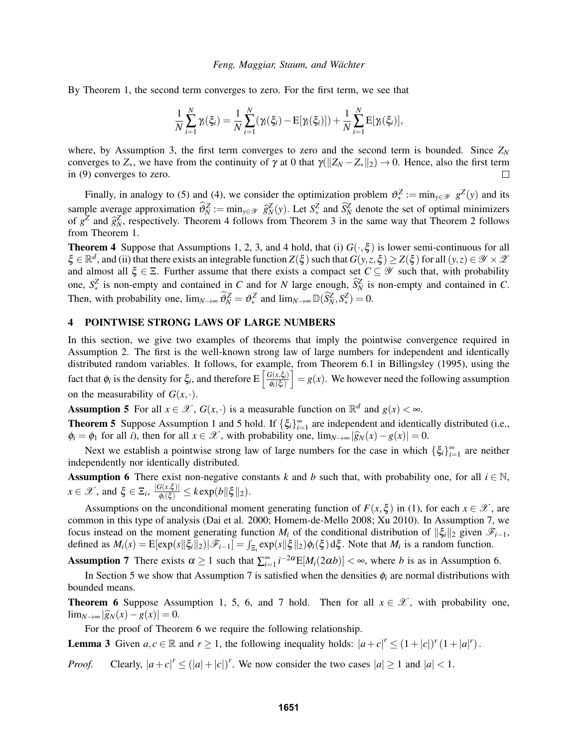By Theorem 1, the second term converges to zero. For the first term, we see that

$$\frac{1}{N}\sum_{i=1}^{N}\gamma_i(\xi_i) = \frac{1}{N}\sum_{i=1}^{N}(\gamma_i(\xi_i) - \mathrm{E}[\gamma_i(\xi_i)]) + \frac{1}{N}\sum_{i=1}^{N}\mathrm{E}[\gamma_i(\xi_i)],$$

where, by Assumption 3, the first term converges to zero and the second term is bounded. Since $Z_N$ converges to $Z_*$, we have from the continuity of $\gamma$ at 0 that $\gamma(\|Z_N - Z_*\|_2) \to 0$. Hence, also the first term in (9) converges to zero. □

Finally, in analogy to (5) and (4), we consider the optimization problem $\vartheta_*^Z := \min_{y\in\mathscr{Y}} \ g^Z(y)$ and its sample average approximation $\widehat{\vartheta}_N^Z := \min_{y\in\mathscr{Y}} \ \widehat{g}_N^Z(y)$. Let $S_*^Z$ and $\widehat{S}_N^Z$ denote the set of optimal minimizers of $g^Z$ and $\widehat{g}_N^Z$, respectively. Theorem 4 follows from Theorem 3 in the same way that Theorem 2 follows from Theorem 1.

**Theorem 4** Suppose that Assumptions 1, 2, 3, and 4 hold, that (i) $G(\cdot,\xi)$ is lower semi-continuous for all $\xi \in \mathbb{R}^d$, and (ii) that there exists an integrable function $Z(\xi)$ such that $G(y,z,\xi) \geq Z(\xi)$ for all $(y,z) \in \mathscr{Y}\times\mathscr{Z}$ and almost all $\xi \in \Xi$. Further assume that there exists a compact set $C \subseteq \mathscr{Y}$ such that, with probability one, $S_*^Z$ is non-empty and contained in $C$ and for $N$ large enough, $\widehat{S}_N^Z$ is non-empty and contained in $C$. Then, with probability one, $\lim_{N\to\infty}\widehat{\vartheta}_N^Z = \vartheta_*^Z$ and $\lim_{N\to\infty}\mathbb{D}(\widehat{S}_N^Z, S_*^Z) = 0$.

## 4 POINTWISE STRONG LAWS OF LARGE NUMBERS

In this section, we give two examples of theorems that imply the pointwise convergence required in Assumption 2. The first is the well-known strong law of large numbers for independent and identically distributed random variables. It follows, for example, from Theorem 6.1 in Billingsley (1995), using the fact that $\phi_i$ is the density for $\xi_i$, and therefore $\mathrm{E}\left[\frac{G(x,\xi_i)}{\phi_i(\xi_i)}\right] = g(x)$. We however need the following assumption on the measurability of $G(x,\cdot)$.

**Assumption 5** For all $x \in \mathscr{X}$, $G(x,\cdot)$ is a measurable function on $\mathbb{R}^d$ and $g(x) < \infty$.

**Theorem 5** Suppose Assumption 1 and 5 hold. If $\{\xi_i\}_{i=1}^\infty$ are independent and identically distributed (i.e., $\phi_i = \phi_1$ for all $i$), then for all $x \in \mathscr{X}$, with probability one, $\lim_{N\to\infty}|\widehat{g}_N(x) - g(x)| = 0$.

Next we establish a pointwise strong law of large numbers for the case in which $\{\xi_i\}_{i=1}^\infty$ are neither independently nor identically distributed.

**Assumption 6** There exist non-negative constants $k$ and $b$ such that, with probability one, for all $i \in \mathbb{N}$, $x \in \mathscr{X}$, and $\xi \in \Xi_i$, $\frac{|G(x,\xi)|}{\phi_i(\xi)} \leq k\exp(b\|\xi\|_2)$.

Assumptions on the unconditional moment generating function of $F(x,\xi)$ in (1), for each $x \in \mathscr{X}$, are common in this type of analysis (Dai et al. 2000; Homem-de-Mello 2008; Xu 2010). In Assumption 7, we focus instead on the moment generating function $M_i$ of the conditional distribution of $\|\xi_i\|_2$ given $\mathscr{F}_{i-1}$, defined as $M_i(s) = \mathrm{E}[\exp(s\|\xi_i\|_2)|\mathscr{F}_{i-1}] = \int_{\Xi_i}\exp(s\|\xi\|_2)\phi_i(\xi)\,\mathrm{d}\xi$. Note that $M_i$ is a random function.

**Assumption 7** There exists $\alpha \geq 1$ such that $\sum_{i=1}^\infty i^{-2\alpha}\mathrm{E}[M_i(2\alpha b)] < \infty$, where $b$ is as in Assumption 6.

In Section 5 we show that Assumption 7 is satisfied when the densities $\phi_i$ are normal distributions with bounded means.

**Theorem 6** Suppose Assumption 1, 5, 6, and 7 hold. Then for all $x \in \mathscr{X}$, with probability one, $\lim_{N\to\infty}|\widehat{g}_N(x) - g(x)| = 0$.

For the proof of Theorem 6 we require the following relationship.

**Lemma 3** Given $a, c \in \mathbb{R}$ and $r \geq 1$, the following inequality holds: $|a+c|^r \leq (1+|c|)^r(1+|a|^r)$.

*Proof.* Clearly, $|a+c|^r \leq (|a|+|c|)^r$. We now consider the two cases $|a| \geq 1$ and $|a| < 1$.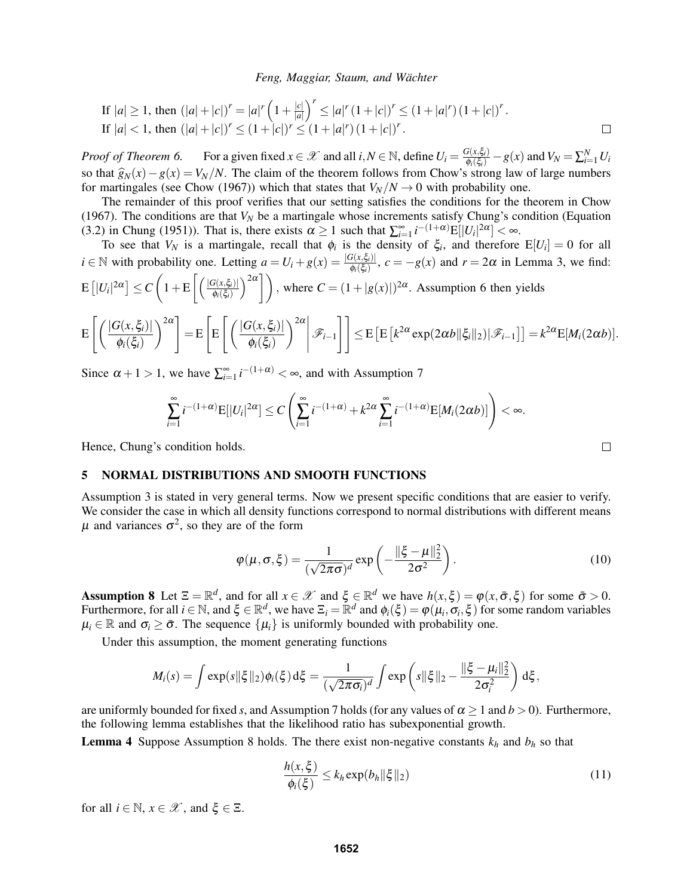If $|a| \geq 1$, then $(|a|+|c|)^r = |a|^r \left(1+\frac{|c|}{|a|}\right)^r \leq |a|^r (1+|c|)^r \leq (1+|a|^r)(1+|c|)^r$.
If $|a| < 1$, then $(|a|+|c|)^r \leq (1+|c|)^r \leq (1+|a|^r)(1+|c|)^r$. □

*Proof of Theorem 6.* For a given fixed $x \in \mathscr{X}$ and all $i, N \in \mathbb{N}$, define $U_i = \frac{G(x,\xi_i)}{\phi_i(\xi_i)} - g(x)$ and $V_N = \sum_{i=1}^N U_i$ so that $\widehat{g}_N(x) - g(x) = V_N/N$. The claim of the theorem follows from Chow's strong law of large numbers for martingales (see Chow (1967)) which that states that $V_N/N \to 0$ with probability one.

The remainder of this proof verifies that our setting satisfies the conditions for the theorem in Chow (1967). The conditions are that $V_N$ be a martingale whose increments satisfy Chung's condition (Equation (3.2) in Chung (1951)). That is, there exists $\alpha \geq 1$ such that $\sum_{i=1}^\infty i^{-(1+\alpha)} \mathrm{E}[|U_i|^{2\alpha}] < \infty$.

To see that $V_N$ is a martingale, recall that $\phi_i$ is the density of $\xi_i$, and therefore $\mathrm{E}[U_i] = 0$ for all $i \in \mathbb{N}$ with probability one. Letting $a = U_i + g(x) = \frac{|G(x,\xi_i)|}{\phi_i(\xi_i)}$, $c = -g(x)$ and $r = 2\alpha$ in Lemma 3, we find: $\mathrm{E}\left[|U_i|^{2\alpha}\right] \leq C \left(1 + \mathrm{E}\left[\left(\frac{|G(x,\xi_i)|}{\phi_i(\xi_i)}\right)^{2\alpha}\right]\right)$, where $C = (1+|g(x)|)^{2\alpha}$. Assumption 6 then yields

$$
\mathrm{E}\left[\left(\frac{|G(x,\xi_i)|}{\phi_i(\xi_i)}\right)^{2\alpha}\right] = \mathrm{E}\left[\mathrm{E}\left[\left(\frac{|G(x,\xi_i)|}{\phi_i(\xi_i)}\right)^{2\alpha}\middle|\mathscr{F}_{i-1}\right]\right] \leq \mathrm{E}\left[\mathrm{E}\left[k^{2\alpha}\exp(2\alpha b\|\xi_i\|_2)|\mathscr{F}_{i-1}\right]\right] = k^{2\alpha}\mathrm{E}[M_i(2\alpha b)].
$$

Since $\alpha + 1 > 1$, we have $\sum_{i=1}^\infty i^{-(1+\alpha)} < \infty$, and with Assumption 7

$$
\sum_{i=1}^\infty i^{-(1+\alpha)} \mathrm{E}[|U_i|^{2\alpha}] \leq C\left(\sum_{i=1}^\infty i^{-(1+\alpha)} + k^{2\alpha}\sum_{i=1}^\infty i^{-(1+\alpha)}\mathrm{E}[M_i(2\alpha b)]\right) < \infty.
$$

Hence, Chung's condition holds. □

## 5 NORMAL DISTRIBUTIONS AND SMOOTH FUNCTIONS

Assumption 3 is stated in very general terms. Now we present specific conditions that are easier to verify. We consider the case in which all density functions correspond to normal distributions with different means $\mu$ and variances $\sigma^2$, so they are of the form

$$
\varphi(\mu,\sigma,\xi) = \frac{1}{(\sqrt{2\pi}\sigma)^d}\exp\left(-\frac{\|\xi-\mu\|_2^2}{2\sigma^2}\right). \tag{10}
$$

**Assumption 8** Let $\Xi = \mathbb{R}^d$, and for all $x \in \mathscr{X}$ and $\xi \in \mathbb{R}^d$ we have $h(x,\xi) = \varphi(x,\bar{\sigma},\xi)$ for some $\bar{\sigma} > 0$. Furthermore, for all $i \in \mathbb{N}$, and $\xi \in \mathbb{R}^d$, we have $\Xi_i = \mathbb{R}^d$ and $\phi_i(\xi) = \varphi(\mu_i,\sigma_i,\xi)$ for some random variables $\mu_i \in \mathbb{R}$ and $\sigma_i \geq \bar{\sigma}$. The sequence $\{\mu_i\}$ is uniformly bounded with probability one.

Under this assumption, the moment generating functions

$$
M_i(s) = \int \exp(s\|\xi\|_2)\phi_i(\xi)\,\mathrm{d}\xi = \frac{1}{(\sqrt{2\pi}\sigma_i)^d}\int \exp\left(s\|\xi\|_2 - \frac{\|\xi-\mu_i\|_2^2}{2\sigma_i^2}\right)\mathrm{d}\xi,
$$

are uniformly bounded for fixed $s$, and Assumption 7 holds (for any values of $\alpha \geq 1$ and $b > 0$). Furthermore, the following lemma establishes that the likelihood ratio has subexponential growth.

**Lemma 4** Suppose Assumption 8 holds. The there exist non-negative constants $k_h$ and $b_h$ so that

$$
\frac{h(x,\xi)}{\phi_i(\xi)} \leq k_h \exp(b_h\|\xi\|_2) \tag{11}
$$

for all $i \in \mathbb{N}$, $x \in \mathscr{X}$, and $\xi \in \Xi$.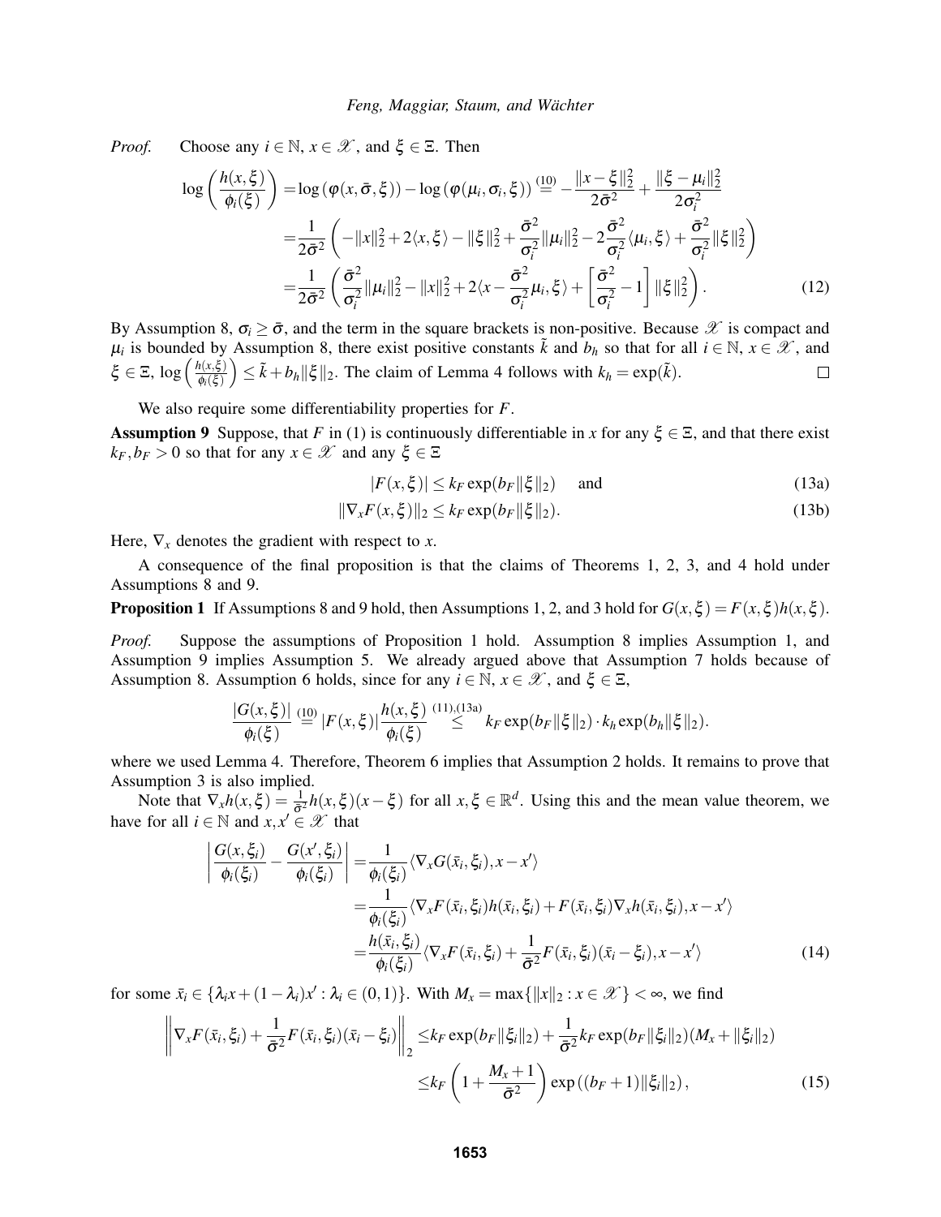*Proof.* Choose any $i \in \mathbb{N}$, $x \in \mathscr{X}$, and $\xi \in \Xi$. Then

$$
\begin{aligned}
\log\left(\frac{h(x,\xi)}{\phi_i(\xi)}\right) &= \log\left(\varphi(x,\bar{\sigma},\xi)\right) - \log\left(\varphi(\mu_i,\sigma_i,\xi)\right) \overset{(10)}{=} -\frac{\|x-\xi\|_2^2}{2\bar{\sigma}^2} + \frac{\|\xi-\mu_i\|_2^2}{2\sigma_i^2} \\
&= \frac{1}{2\bar{\sigma}^2}\left(-\|x\|_2^2 + 2\langle x,\xi\rangle - \|\xi\|_2^2 + \frac{\bar{\sigma}^2}{\sigma_i^2}\|\mu_i\|_2^2 - 2\frac{\bar{\sigma}^2}{\sigma_i^2}\langle \mu_i,\xi\rangle + \frac{\bar{\sigma}^2}{\sigma_i^2}\|\xi\|_2^2\right) \\
&= \frac{1}{2\bar{\sigma}^2}\left(\frac{\bar{\sigma}^2}{\sigma_i^2}\|\mu_i\|_2^2 - \|x\|_2^2 + 2\langle x - \frac{\bar{\sigma}^2}{\sigma_i^2}\mu_i,\xi\rangle + \left[\frac{\bar{\sigma}^2}{\sigma_i^2} - 1\right]\|\xi\|_2^2\right).
\end{aligned} \tag{12}
$$

By Assumption 8, $\sigma_i \geq \bar{\sigma}$, and the term in the square brackets is non-positive. Because $\mathscr{X}$ is compact and $\mu_i$ is bounded by Assumption 8, there exist positive constants $\tilde{k}$ and $b_h$ so that for all $i \in \mathbb{N}$, $x \in \mathscr{X}$, and $\xi \in \Xi$, $\log\left(\frac{h(x,\xi)}{\phi_i(\xi)}\right) \leq \tilde{k} + b_h\|\xi\|_2$. The claim of Lemma 4 follows with $k_h = \exp(\tilde{k})$. $\square$

We also require some differentiability properties for $F$.

**Assumption 9** Suppose, that $F$ in (1) is continuously differentiable in $x$ for any $\xi \in \Xi$, and that there exist $k_F, b_F > 0$ so that for any $x \in \mathscr{X}$ and any $\xi \in \Xi$

$$
|F(x,\xi)| \leq k_F \exp(b_F\|\xi\|_2) \quad \text{and} \tag{13a}
$$

$$
\|\nabla_x F(x,\xi)\|_2 \leq k_F \exp(b_F\|\xi\|_2). \tag{13b}
$$

Here, $\nabla_x$ denotes the gradient with respect to $x$.

A consequence of the final proposition is that the claims of Theorems 1, 2, 3, and 4 hold under Assumptions 8 and 9.

**Proposition 1** If Assumptions 8 and 9 hold, then Assumptions 1, 2, and 3 hold for $G(x,\xi) = F(x,\xi)h(x,\xi)$.

*Proof.* Suppose the assumptions of Proposition 1 hold. Assumption 8 implies Assumption 1, and Assumption 9 implies Assumption 5. We already argued above that Assumption 7 holds because of Assumption 8. Assumption 6 holds, since for any $i \in \mathbb{N}$, $x \in \mathscr{X}$, and $\xi \in \Xi$,

$$
\frac{|G(x,\xi)|}{\phi_i(\xi)} \overset{(10)}{=} |F(x,\xi)|\frac{h(x,\xi)}{\phi_i(\xi)} \overset{(11),(13a)}{\leq} k_F \exp(b_F\|\xi\|_2) \cdot k_h \exp(b_h\|\xi\|_2).
$$

where we used Lemma 4. Therefore, Theorem 6 implies that Assumption 2 holds. It remains to prove that Assumption 3 is also implied.

Note that $\nabla_x h(x,\xi) = \frac{1}{\bar{\sigma}^2}h(x,\xi)(x-\xi)$ for all $x,\xi \in \mathbb{R}^d$. Using this and the mean value theorem, we have for all $i \in \mathbb{N}$ and $x,x' \in \mathscr{X}$ that

$$
\begin{aligned}
\left|\frac{G(x,\xi_i)}{\phi_i(\xi_i)} - \frac{G(x',\xi_i)}{\phi_i(\xi_i)}\right| &= \frac{1}{\phi_i(\xi_i)}\langle \nabla_x G(\bar{x}_i,\xi_i), x-x'\rangle \\
&= \frac{1}{\phi_i(\xi_i)}\langle \nabla_x F(\bar{x}_i,\xi_i)h(\bar{x}_i,\xi_i) + F(\bar{x}_i,\xi_i)\nabla_x h(\bar{x}_i,\xi_i), x-x'\rangle \\
&= \frac{h(\bar{x}_i,\xi_i)}{\phi_i(\xi_i)}\langle \nabla_x F(\bar{x}_i,\xi_i) + \frac{1}{\bar{\sigma}^2}F(\bar{x}_i,\xi_i)(\bar{x}_i-\xi_i), x-x'\rangle
\end{aligned} \tag{14}
$$

for some $\bar{x}_i \in \{\lambda_i x + (1-\lambda_i)x' : \lambda_i \in (0,1)\}$. With $M_x = \max\{\|x\|_2 : x \in \mathscr{X}\} < \infty$, we find

$$
\begin{aligned}
\left\|\nabla_x F(\bar{x}_i,\xi_i) + \frac{1}{\bar{\sigma}^2}F(\bar{x}_i,\xi_i)(\bar{x}_i-\xi_i)\right\|_2 &\leq k_F \exp(b_F\|\xi_i\|_2) + \frac{1}{\bar{\sigma}^2}k_F \exp(b_F\|\xi_i\|_2)(M_x + \|\xi_i\|_2) \\
&\leq k_F\left(1 + \frac{M_x+1}{\bar{\sigma}^2}\right)\exp\left((b_F+1)\|\xi_i\|_2\right),
\end{aligned} \tag{15}
$$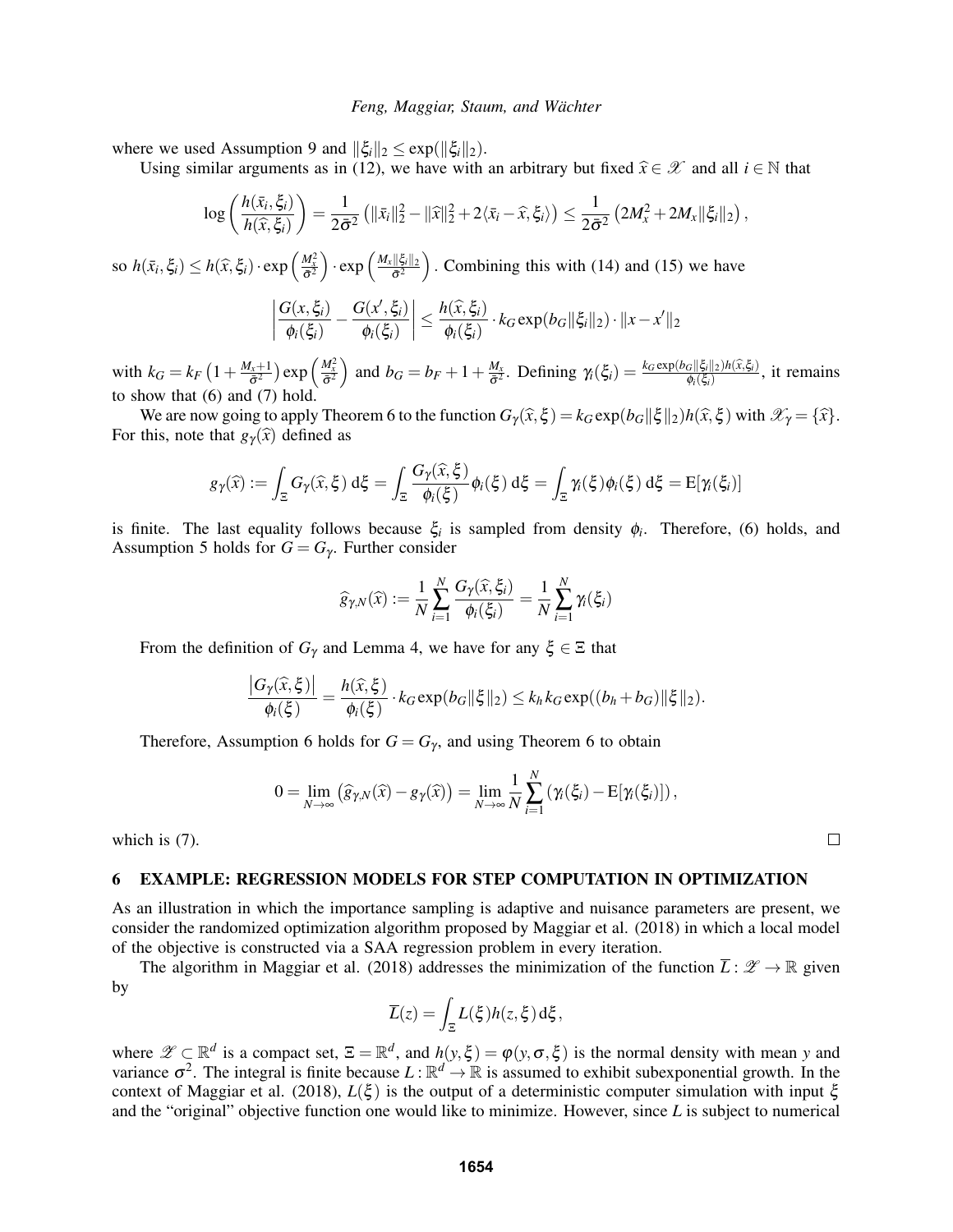where we used Assumption 9 and $\|\xi_i\|_2 \leq \exp(\|\xi_i\|_2)$.

Using similar arguments as in (12), we have with an arbitrary but fixed $\widehat{x} \in \mathscr{X}$ and all $i \in \mathbb{N}$ that

$$\log\left(\frac{h(\bar{x}_i, \xi_i)}{h(\widehat{x}, \xi_i)}\right) = \frac{1}{2\bar{\sigma}^2}\left(\|\bar{x}_i\|_2^2 - \|\widehat{x}\|_2^2 + 2\langle \bar{x}_i - \widehat{x}, \xi_i\rangle\right) \leq \frac{1}{2\bar{\sigma}^2}\left(2M_x^2 + 2M_x\|\xi_i\|_2\right),$$

so $h(\bar{x}_i, \xi_i) \leq h(\widehat{x}, \xi_i) \cdot \exp\left(\frac{M_x^2}{\bar{\sigma}^2}\right) \cdot \exp\left(\frac{M_x\|\xi_i\|_2}{\bar{\sigma}^2}\right)$. Combining this with (14) and (15) we have

$$\left|\frac{G(x,\xi_i)}{\phi_i(\xi_i)} - \frac{G(x',\xi_i)}{\phi_i(\xi_i)}\right| \leq \frac{h(\widehat{x},\xi_i)}{\phi_i(\xi_i)} \cdot k_G \exp(b_G\|\xi_i\|_2) \cdot \|x - x'\|_2$$

with $k_G = k_F\left(1 + \frac{M_x+1}{\bar{\sigma}^2}\right)\exp\left(\frac{M_x^2}{\bar{\sigma}^2}\right)$ and $b_G = b_F + 1 + \frac{M_x}{\bar{\sigma}^2}$. Defining $\gamma_i(\xi_i) = \frac{k_G \exp(b_G\|\xi_i\|_2) h(\widehat{x},\xi_i)}{\phi_i(\xi_i)}$, it remains to show that (6) and (7) hold.

We are now going to apply Theorem 6 to the function $G_\gamma(\widehat{x},\xi) = k_G \exp(b_G\|\xi\|_2) h(\widehat{x},\xi)$ with $\mathscr{X}_\gamma = \{\widehat{x}\}$. For this, note that $g_\gamma(\widehat{x})$ defined as

$$g_\gamma(\widehat{x}) := \int_\Xi G_\gamma(\widehat{x},\xi)\,\mathrm{d}\xi = \int_\Xi \frac{G_\gamma(\widehat{x},\xi)}{\phi_i(\xi)}\phi_i(\xi)\,\mathrm{d}\xi = \int_\Xi \gamma_i(\xi)\phi_i(\xi)\,\mathrm{d}\xi = \mathrm{E}[\gamma_i(\xi_i)]$$

is finite. The last equality follows because $\xi_i$ is sampled from density $\phi_i$. Therefore, (6) holds, and Assumption 5 holds for $G = G_\gamma$. Further consider

$$\widehat{g}_{\gamma,N}(\widehat{x}) := \frac{1}{N}\sum_{i=1}^{N} \frac{G_\gamma(\widehat{x},\xi_i)}{\phi_i(\xi_i)} = \frac{1}{N}\sum_{i=1}^{N}\gamma_i(\xi_i)$$

From the definition of $G_\gamma$ and Lemma 4, we have for any $\xi \in \Xi$ that

$$\frac{\left|G_\gamma(\widehat{x},\xi)\right|}{\phi_i(\xi)} = \frac{h(\widehat{x},\xi)}{\phi_i(\xi)} \cdot k_G \exp(b_G\|\xi\|_2) \leq k_h k_G \exp((b_h + b_G)\|\xi\|_2).$$

Therefore, Assumption 6 holds for $G = G_\gamma$, and using Theorem 6 to obtain

$$0 = \lim_{N\to\infty}\left(\widehat{g}_{\gamma,N}(\widehat{x}) - g_\gamma(\widehat{x})\right) = \lim_{N\to\infty}\frac{1}{N}\sum_{i=1}^{N}\left(\gamma_i(\xi_i) - \mathrm{E}[\gamma_i(\xi_i)]\right),$$

which is (7). $\square$

## 6 EXAMPLE: REGRESSION MODELS FOR STEP COMPUTATION IN OPTIMIZATION

As an illustration in which the importance sampling is adaptive and nuisance parameters are present, we consider the randomized optimization algorithm proposed by Maggiar et al. (2018) in which a local model of the objective is constructed via a SAA regression problem in every iteration.

The algorithm in Maggiar et al. (2018) addresses the minimization of the function $\overline{L}: \mathscr{Z} \to \mathbb{R}$ given by

$$\overline{L}(z) = \int_\Xi L(\xi) h(z,\xi)\,\mathrm{d}\xi,$$

where $\mathscr{Z} \subset \mathbb{R}^d$ is a compact set, $\Xi = \mathbb{R}^d$, and $h(y,\xi) = \varphi(y,\sigma,\xi)$ is the normal density with mean $y$ and variance $\sigma^2$. The integral is finite because $L: \mathbb{R}^d \to \mathbb{R}$ is assumed to exhibit subexponential growth. In the context of Maggiar et al. (2018), $L(\xi)$ is the output of a deterministic computer simulation with input $\xi$ and the "original" objective function one would like to minimize. However, since $L$ is subject to numerical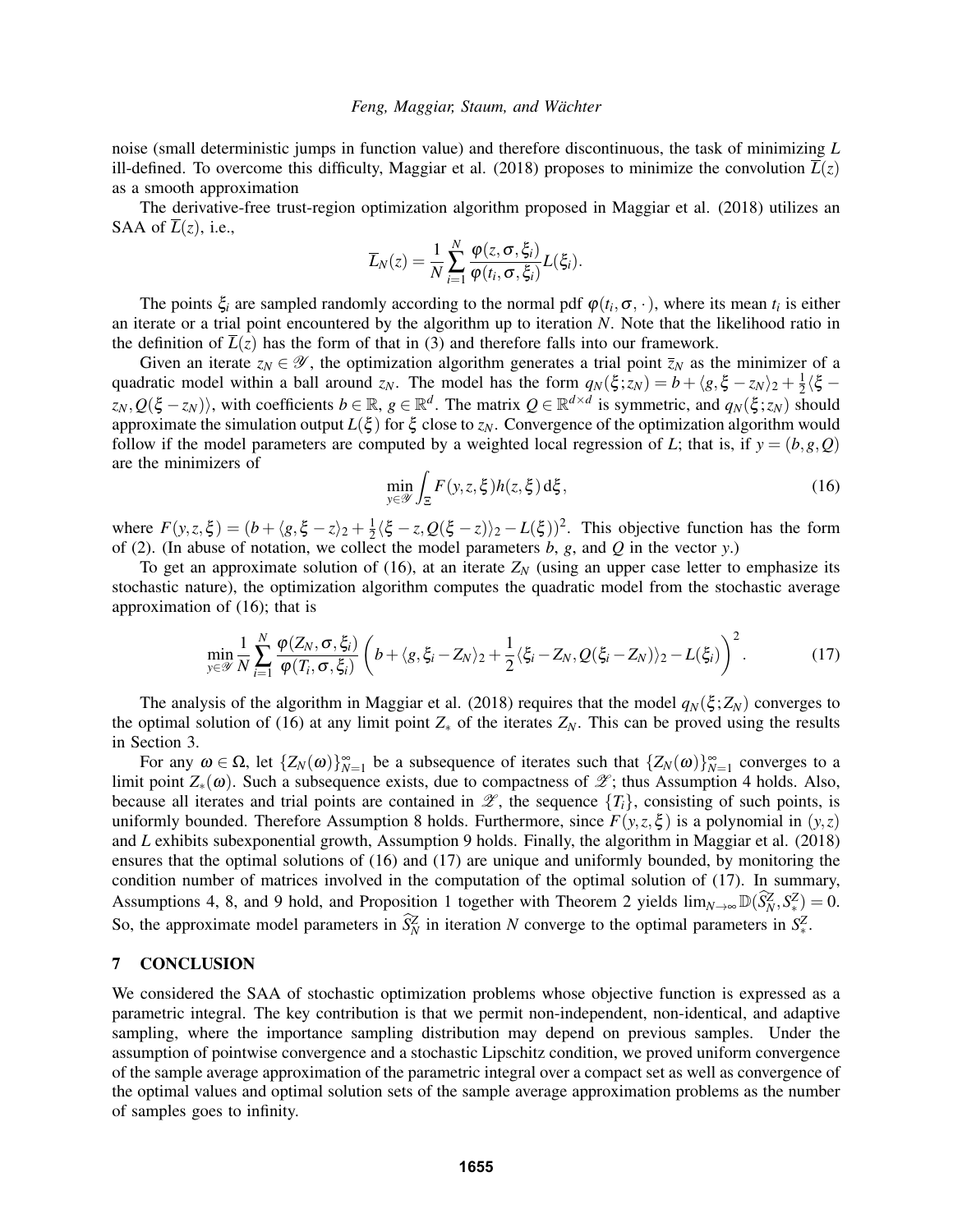noise (small deterministic jumps in function value) and therefore discontinuous, the task of minimizing $L$ ill-defined. To overcome this difficulty, Maggiar et al. (2018) proposes to minimize the convolution $\overline{L}(z)$ as a smooth approximation

The derivative-free trust-region optimization algorithm proposed in Maggiar et al. (2018) utilizes an SAA of $\overline{L}(z)$, i.e.,

$$\overline{L}_N(z) = \frac{1}{N}\sum_{i=1}^{N}\frac{\varphi(z,\sigma,\xi_i)}{\varphi(t_i,\sigma,\xi_i)}L(\xi_i).$$

The points $\xi_i$ are sampled randomly according to the normal pdf $\varphi(t_i,\sigma,\cdot)$, where its mean $t_i$ is either an iterate or a trial point encountered by the algorithm up to iteration $N$. Note that the likelihood ratio in the definition of $\overline{L}(z)$ has the form of that in (3) and therefore falls into our framework.

Given an iterate $z_N \in \mathscr{Y}$, the optimization algorithm generates a trial point $\overline{z}_N$ as the minimizer of a quadratic model within a ball around $z_N$. The model has the form $q_N(\xi;z_N) = b + \langle g, \xi - z_N\rangle_2 + \frac{1}{2}\langle \xi - z_N, Q(\xi - z_N)\rangle$, with coefficients $b \in \mathbb{R}$, $g \in \mathbb{R}^d$. The matrix $Q \in \mathbb{R}^{d\times d}$ is symmetric, and $q_N(\xi;z_N)$ should approximate the simulation output $L(\xi)$ for $\xi$ close to $z_N$. Convergence of the optimization algorithm would follow if the model parameters are computed by a weighted local regression of $L$; that is, if $y = (b,g,Q)$ are the minimizers of

$$\min_{y\in\mathscr{Y}} \int_{\Xi} F(y,z,\xi)h(z,\xi)\,\mathrm{d}\xi, \tag{16}$$

where $F(y,z,\xi) = (b + \langle g, \xi - z\rangle_2 + \frac{1}{2}\langle \xi - z, Q(\xi - z)\rangle_2 - L(\xi))^2$. This objective function has the form of (2). (In abuse of notation, we collect the model parameters $b$, $g$, and $Q$ in the vector $y$.)

To get an approximate solution of (16), at an iterate $Z_N$ (using an upper case letter to emphasize its stochastic nature), the optimization algorithm computes the quadratic model from the stochastic average approximation of (16); that is

$$\min_{y\in\mathscr{Y}} \frac{1}{N}\sum_{i=1}^{N}\frac{\varphi(Z_N,\sigma,\xi_i)}{\varphi(T_i,\sigma,\xi_i)}\left(b + \langle g, \xi_i - Z_N\rangle_2 + \frac{1}{2}\langle \xi_i - Z_N, Q(\xi_i - Z_N)\rangle_2 - L(\xi_i)\right)^2. \tag{17}$$

The analysis of the algorithm in Maggiar et al. (2018) requires that the model $q_N(\xi;Z_N)$ converges to the optimal solution of (16) at any limit point $Z_*$ of the iterates $Z_N$. This can be proved using the results in Section 3.

For any $\omega \in \Omega$, let $\{Z_N(\omega)\}_{N=1}^{\infty}$ be a subsequence of iterates such that $\{Z_N(\omega)\}_{N=1}^{\infty}$ converges to a limit point $Z_*(\omega)$. Such a subsequence exists, due to compactness of $\mathscr{Z}$; thus Assumption 4 holds. Also, because all iterates and trial points are contained in $\mathscr{Z}$, the sequence $\{T_i\}$, consisting of such points, is uniformly bounded. Therefore Assumption 8 holds. Furthermore, since $F(y,z,\xi)$ is a polynomial in $(y,z)$ and $L$ exhibits subexponential growth, Assumption 9 holds. Finally, the algorithm in Maggiar et al. (2018) ensures that the optimal solutions of (16) and (17) are unique and uniformly bounded, by monitoring the condition number of matrices involved in the computation of the optimal solution of (17). In summary, Assumptions 4, 8, and 9 hold, and Proposition 1 together with Theorem 2 yields $\lim_{N\to\infty}\mathbb{D}(\widehat{S}_N^Z, S_*^Z) = 0$. So, the approximate model parameters in $\widehat{S}_N^Z$ in iteration $N$ converge to the optimal parameters in $S_*^Z$.

## 7 CONCLUSION

We considered the SAA of stochastic optimization problems whose objective function is expressed as a parametric integral. The key contribution is that we permit non-independent, non-identical, and adaptive sampling, where the importance sampling distribution may depend on previous samples. Under the assumption of pointwise convergence and a stochastic Lipschitz condition, we proved uniform convergence of the sample average approximation of the parametric integral over a compact set as well as convergence of the optimal values and optimal solution sets of the sample average approximation problems as the number of samples goes to infinity.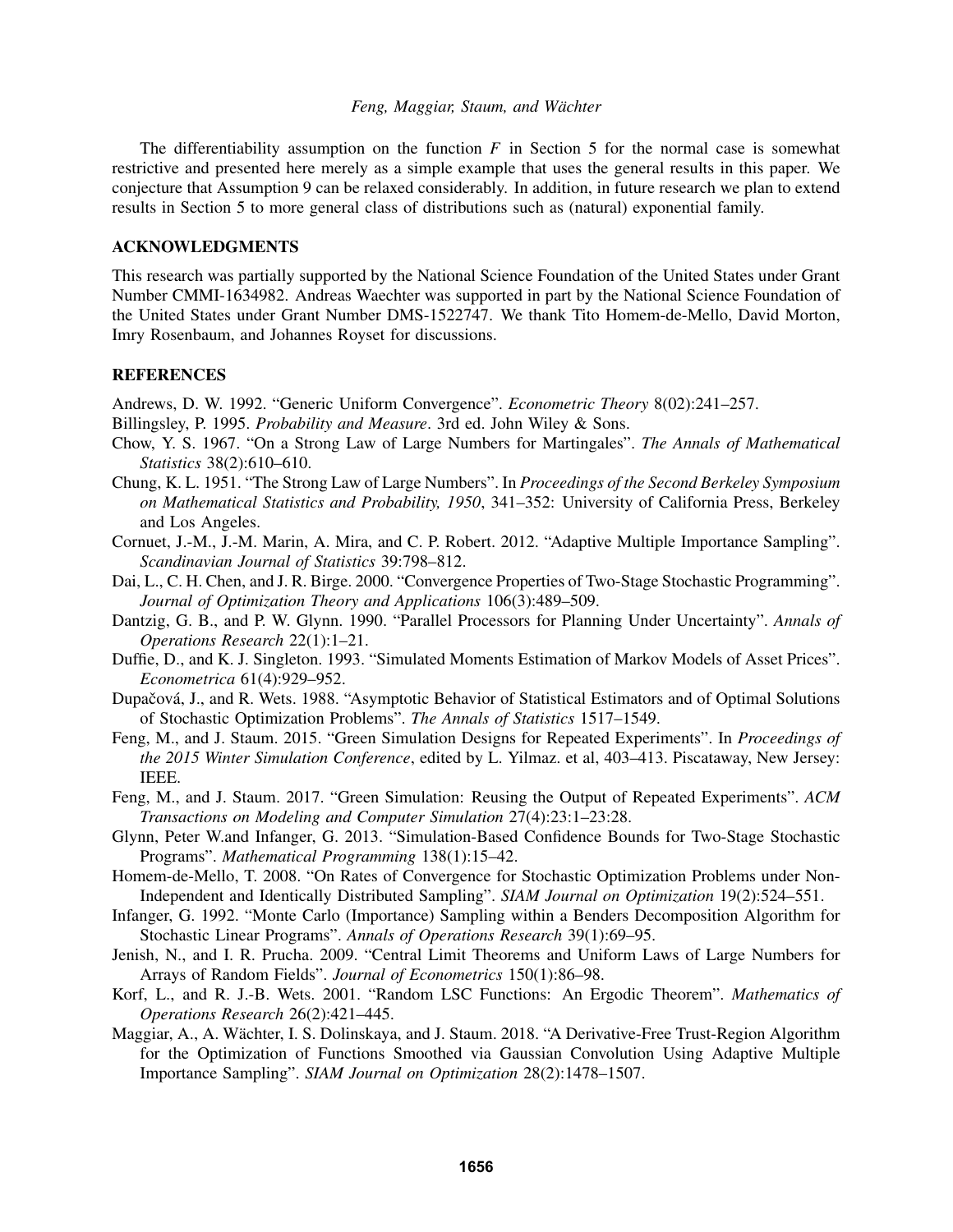The differentiability assumption on the function $F$ in Section 5 for the normal case is somewhat restrictive and presented here merely as a simple example that uses the general results in this paper. We conjecture that Assumption 9 can be relaxed considerably. In addition, in future research we plan to extend results in Section 5 to more general class of distributions such as (natural) exponential family.

## ACKNOWLEDGMENTS

This research was partially supported by the National Science Foundation of the United States under Grant Number CMMI-1634982. Andreas Waechter was supported in part by the National Science Foundation of the United States under Grant Number DMS-1522747. We thank Tito Homem-de-Mello, David Morton, Imry Rosenbaum, and Johannes Royset for discussions.

## REFERENCES

Andrews, D. W. 1992. "Generic Uniform Convergence". *Econometric Theory* 8(02):241–257.

Billingsley, P. 1995. *Probability and Measure*. 3rd ed. John Wiley & Sons.

Chow, Y. S. 1967. "On a Strong Law of Large Numbers for Martingales". *The Annals of Mathematical Statistics* 38(2):610–610.

Chung, K. L. 1951. "The Strong Law of Large Numbers". In *Proceedings of the Second Berkeley Symposium on Mathematical Statistics and Probability, 1950*, 341–352: University of California Press, Berkeley and Los Angeles.

Cornuet, J.-M., J.-M. Marin, A. Mira, and C. P. Robert. 2012. "Adaptive Multiple Importance Sampling". *Scandinavian Journal of Statistics* 39:798–812.

Dai, L., C. H. Chen, and J. R. Birge. 2000. "Convergence Properties of Two-Stage Stochastic Programming". *Journal of Optimization Theory and Applications* 106(3):489–509.

Dantzig, G. B., and P. W. Glynn. 1990. "Parallel Processors for Planning Under Uncertainty". *Annals of Operations Research* 22(1):1–21.

Duffie, D., and K. J. Singleton. 1993. "Simulated Moments Estimation of Markov Models of Asset Prices". *Econometrica* 61(4):929–952.

Dupačová, J., and R. Wets. 1988. "Asymptotic Behavior of Statistical Estimators and of Optimal Solutions of Stochastic Optimization Problems". *The Annals of Statistics* 1517–1549.

Feng, M., and J. Staum. 2015. "Green Simulation Designs for Repeated Experiments". In *Proceedings of the 2015 Winter Simulation Conference*, edited by L. Yilmaz. et al, 403–413. Piscataway, New Jersey: IEEE.

Feng, M., and J. Staum. 2017. "Green Simulation: Reusing the Output of Repeated Experiments". *ACM Transactions on Modeling and Computer Simulation* 27(4):23:1–23:28.

Glynn, Peter W.and Infanger, G. 2013. "Simulation-Based Confidence Bounds for Two-Stage Stochastic Programs". *Mathematical Programming* 138(1):15–42.

Homem-de-Mello, T. 2008. "On Rates of Convergence for Stochastic Optimization Problems under Non-Independent and Identically Distributed Sampling". *SIAM Journal on Optimization* 19(2):524–551.

Infanger, G. 1992. "Monte Carlo (Importance) Sampling within a Benders Decomposition Algorithm for Stochastic Linear Programs". *Annals of Operations Research* 39(1):69–95.

Jenish, N., and I. R. Prucha. 2009. "Central Limit Theorems and Uniform Laws of Large Numbers for Arrays of Random Fields". *Journal of Econometrics* 150(1):86–98.

Korf, L., and R. J.-B. Wets. 2001. "Random LSC Functions: An Ergodic Theorem". *Mathematics of Operations Research* 26(2):421–445.

Maggiar, A., A. Wächter, I. S. Dolinskaya, and J. Staum. 2018. "A Derivative-Free Trust-Region Algorithm for the Optimization of Functions Smoothed via Gaussian Convolution Using Adaptive Multiple Importance Sampling". *SIAM Journal on Optimization* 28(2):1478–1507.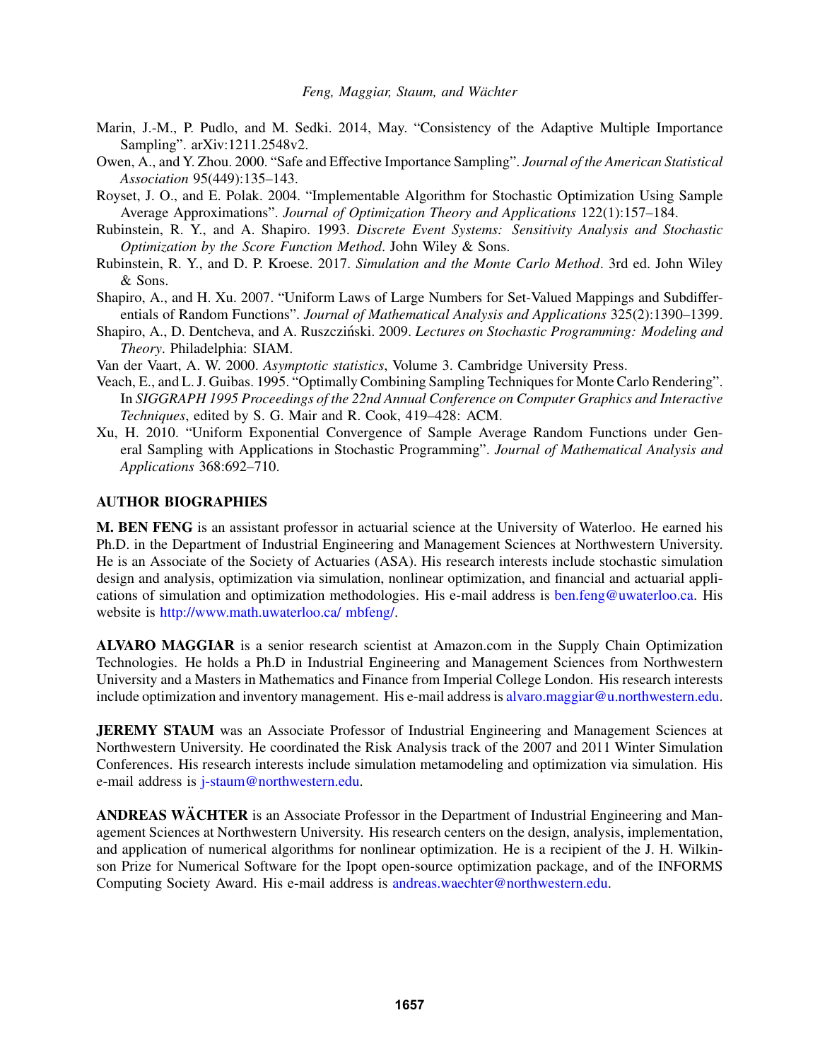Marin, J.-M., P. Pudlo, and M. Sedki. 2014, May. "Consistency of the Adaptive Multiple Importance Sampling". arXiv:1211.2548v2.

Owen, A., and Y. Zhou. 2000. "Safe and Effective Importance Sampling". *Journal of the American Statistical Association* 95(449):135–143.

Royset, J. O., and E. Polak. 2004. "Implementable Algorithm for Stochastic Optimization Using Sample Average Approximations". *Journal of Optimization Theory and Applications* 122(1):157–184.

Rubinstein, R. Y., and A. Shapiro. 1993. *Discrete Event Systems: Sensitivity Analysis and Stochastic Optimization by the Score Function Method*. John Wiley & Sons.

Rubinstein, R. Y., and D. P. Kroese. 2017. *Simulation and the Monte Carlo Method*. 3rd ed. John Wiley & Sons.

Shapiro, A., and H. Xu. 2007. "Uniform Laws of Large Numbers for Set-Valued Mappings and Subdifferentials of Random Functions". *Journal of Mathematical Analysis and Applications* 325(2):1390–1399.

Shapiro, A., D. Dentcheva, and A. Ruszczyński. 2009. *Lectures on Stochastic Programming: Modeling and Theory*. Philadelphia: SIAM.

Van der Vaart, A. W. 2000. *Asymptotic statistics*, Volume 3. Cambridge University Press.

Veach, E., and L. J. Guibas. 1995. "Optimally Combining Sampling Techniques for Monte Carlo Rendering". In *SIGGRAPH 1995 Proceedings of the 22nd Annual Conference on Computer Graphics and Interactive Techniques*, edited by S. G. Mair and R. Cook, 419–428: ACM.

Xu, H. 2010. "Uniform Exponential Convergence of Sample Average Random Functions under General Sampling with Applications in Stochastic Programming". *Journal of Mathematical Analysis and Applications* 368:692–710.

## AUTHOR BIOGRAPHIES

**M. BEN FENG** is an assistant professor in actuarial science at the University of Waterloo. He earned his Ph.D. in the Department of Industrial Engineering and Management Sciences at Northwestern University. He is an Associate of the Society of Actuaries (ASA). His research interests include stochastic simulation design and analysis, optimization via simulation, nonlinear optimization, and financial and actuarial applications of simulation and optimization methodologies. His e-mail address is ben.feng@uwaterloo.ca. His website is http://www.math.uwaterloo.ca/ mbfeng/.

**ALVARO MAGGIAR** is a senior research scientist at Amazon.com in the Supply Chain Optimization Technologies. He holds a Ph.D in Industrial Engineering and Management Sciences from Northwestern University and a Masters in Mathematics and Finance from Imperial College London. His research interests include optimization and inventory management. His e-mail address is alvaro.maggiar@u.northwestern.edu.

**JEREMY STAUM** was an Associate Professor of Industrial Engineering and Management Sciences at Northwestern University. He coordinated the Risk Analysis track of the 2007 and 2011 Winter Simulation Conferences. His research interests include simulation metamodeling and optimization via simulation. His e-mail address is j-staum@northwestern.edu.

**ANDREAS WÄCHTER** is an Associate Professor in the Department of Industrial Engineering and Management Sciences at Northwestern University. His research centers on the design, analysis, implementation, and application of numerical algorithms for nonlinear optimization. He is a recipient of the J. H. Wilkinson Prize for Numerical Software for the Ipopt open-source optimization package, and of the INFORMS Computing Society Award. His e-mail address is andreas.waechter@northwestern.edu.